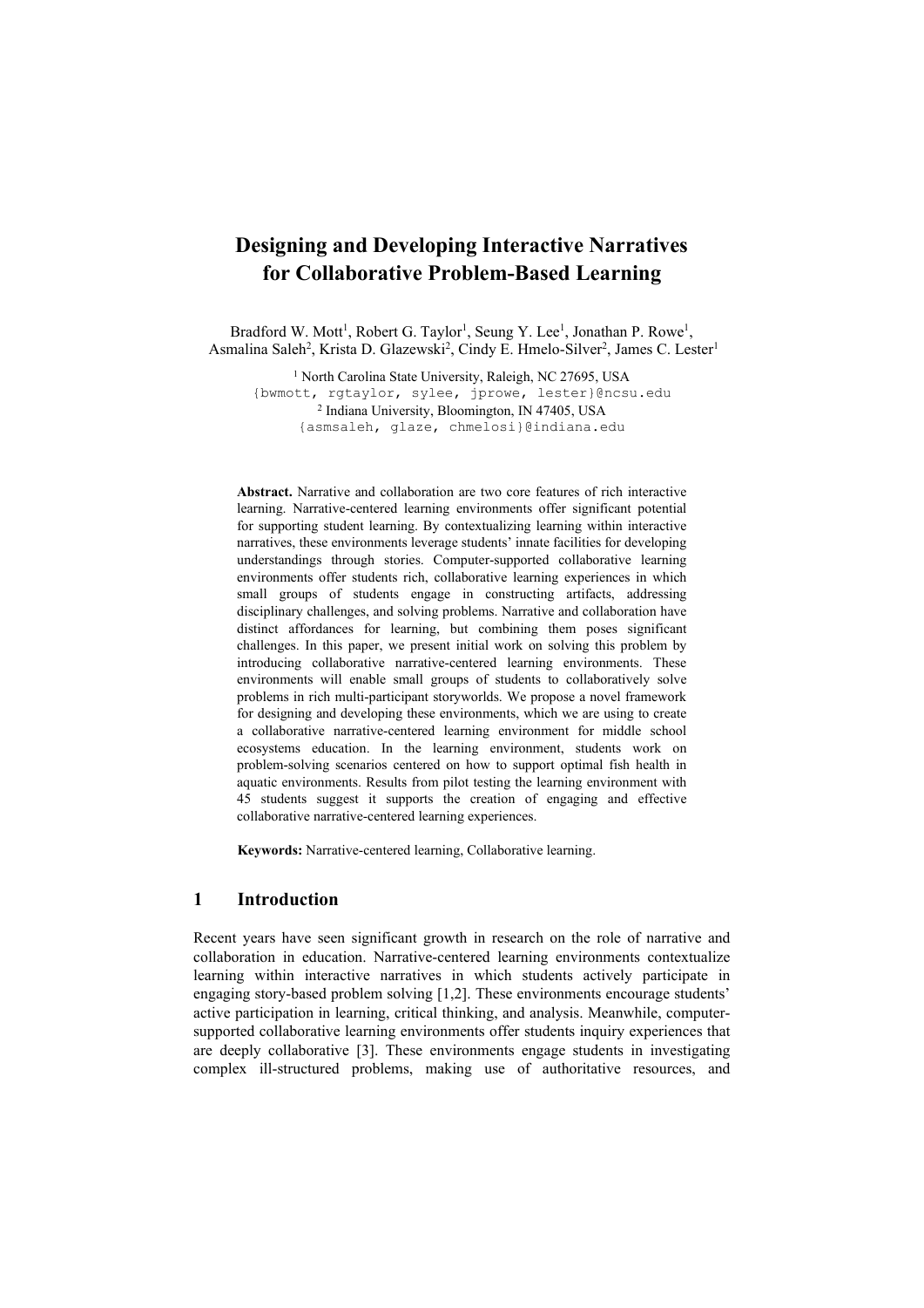# Designing and Developing Interactive Narratives for Collaborative Problem-Based Learning

Bradford W. Mott[1], Robert G. Taylor[1], Seung Y. Lee[1], Jonathan P. Rowe[1], Asmalina Saleh[2], Krista D. Glazewski[2], Cindy E. Hmelo-Silver[2], James C. Lester[1]

[1] North Carolina State University, Raleigh, NC 27695, USA
{bwmott, rgtaylor, sylee, jprowe, lester}@ncsu.edu
[2] Indiana University, Bloomington, IN 47405, USA
{asmsaleh, glaze, chmelosi}@indiana.edu

**Abstract.** Narrative and collaboration are two core features of rich interactive learning. Narrative-centered learning environments offer significant potential for supporting student learning. By contextualizing learning within interactive narratives, these environments leverage students' innate facilities for developing understandings through stories. Computer-supported collaborative learning environments offer students rich, collaborative learning experiences in which small groups of students engage in constructing artifacts, addressing disciplinary challenges, and solving problems. Narrative and collaboration have distinct affordances for learning, but combining them poses significant challenges. In this paper, we present initial work on solving this problem by introducing collaborative narrative-centered learning environments. These environments will enable small groups of students to collaboratively solve problems in rich multi-participant storyworlds. We propose a novel framework for designing and developing these environments, which we are using to create a collaborative narrative-centered learning environment for middle school ecosystems education. In the learning environment, students work on problem-solving scenarios centered on how to support optimal fish health in aquatic environments. Results from pilot testing the learning environment with 45 students suggest it supports the creation of engaging and effective collaborative narrative-centered learning experiences.

**Keywords:** Narrative-centered learning, Collaborative learning.

## 1 Introduction

Recent years have seen significant growth in research on the role of narrative and collaboration in education. Narrative-centered learning environments contextualize learning within interactive narratives in which students actively participate in engaging story-based problem solving [1,2]. These environments encourage students' active participation in learning, critical thinking, and analysis. Meanwhile, computer-supported collaborative learning environments offer students inquiry experiences that are deeply collaborative [3]. These environments engage students in investigating complex ill-structured problems, making use of authoritative resources, and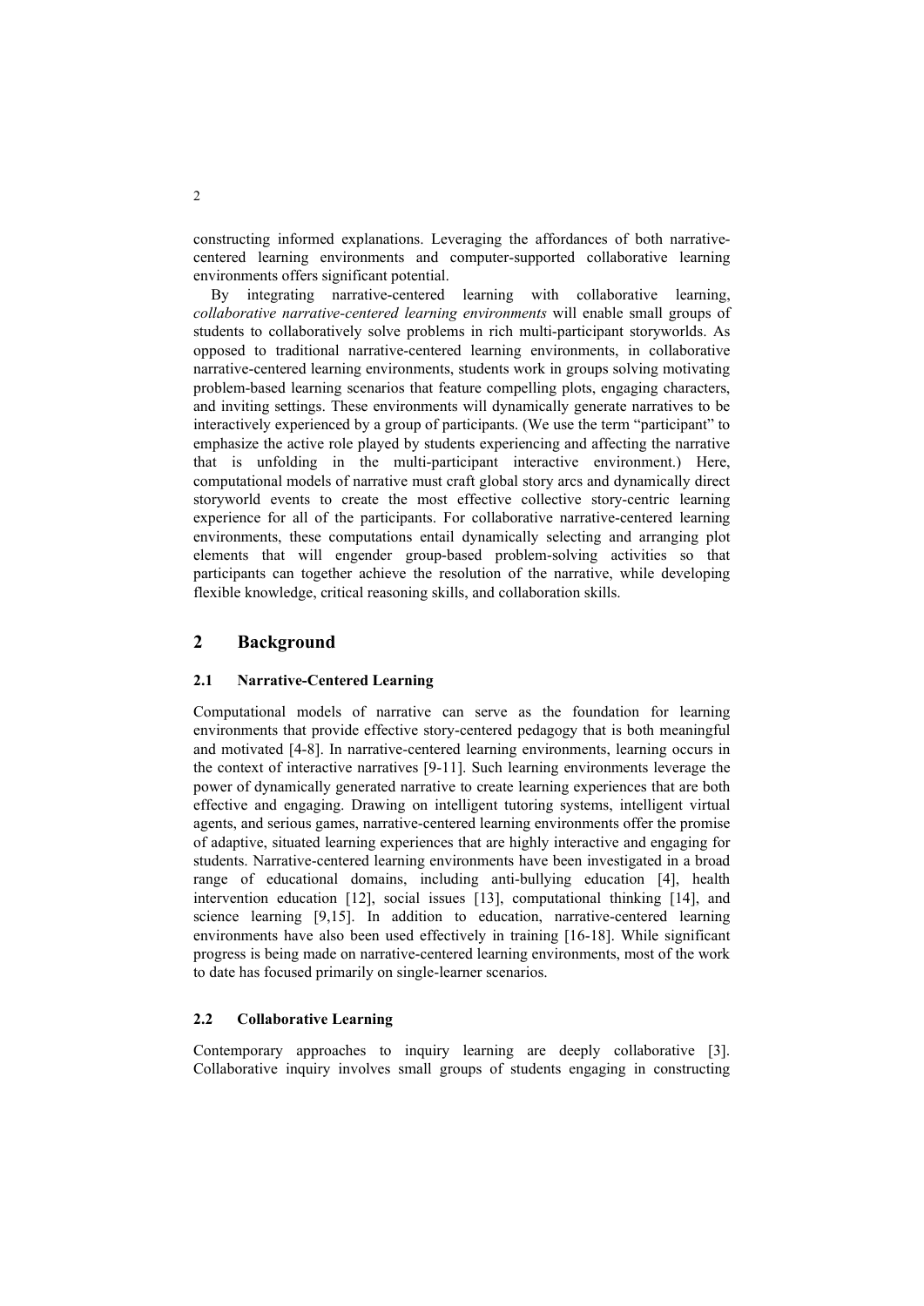constructing informed explanations. Leveraging the affordances of both narrative-centered learning environments and computer-supported collaborative learning environments offers significant potential.

By integrating narrative-centered learning with collaborative learning, *collaborative narrative-centered learning environments* will enable small groups of students to collaboratively solve problems in rich multi-participant storyworlds. As opposed to traditional narrative-centered learning environments, in collaborative narrative-centered learning environments, students work in groups solving motivating problem-based learning scenarios that feature compelling plots, engaging characters, and inviting settings. These environments will dynamically generate narratives to be interactively experienced by a group of participants. (We use the term "participant" to emphasize the active role played by students experiencing and affecting the narrative that is unfolding in the multi-participant interactive environment.) Here, computational models of narrative must craft global story arcs and dynamically direct storyworld events to create the most effective collective story-centric learning experience for all of the participants. For collaborative narrative-centered learning environments, these computations entail dynamically selecting and arranging plot elements that will engender group-based problem-solving activities so that participants can together achieve the resolution of the narrative, while developing flexible knowledge, critical reasoning skills, and collaboration skills.

## 2 Background

### 2.1 Narrative-Centered Learning

Computational models of narrative can serve as the foundation for learning environments that provide effective story-centered pedagogy that is both meaningful and motivated [4-8]. In narrative-centered learning environments, learning occurs in the context of interactive narratives [9-11]. Such learning environments leverage the power of dynamically generated narrative to create learning experiences that are both effective and engaging. Drawing on intelligent tutoring systems, intelligent virtual agents, and serious games, narrative-centered learning environments offer the promise of adaptive, situated learning experiences that are highly interactive and engaging for students. Narrative-centered learning environments have been investigated in a broad range of educational domains, including anti-bullying education [4], health intervention education [12], social issues [13], computational thinking [14], and science learning [9,15]. In addition to education, narrative-centered learning environments have also been used effectively in training [16-18]. While significant progress is being made on narrative-centered learning environments, most of the work to date has focused primarily on single-learner scenarios.

### 2.2 Collaborative Learning

Contemporary approaches to inquiry learning are deeply collaborative [3]. Collaborative inquiry involves small groups of students engaging in constructing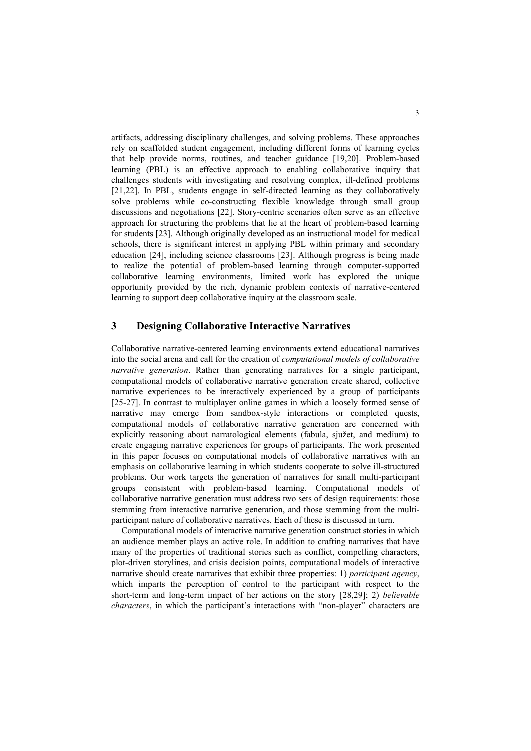artifacts, addressing disciplinary challenges, and solving problems. These approaches rely on scaffolded student engagement, including different forms of learning cycles that help provide norms, routines, and teacher guidance [19,20]. Problem-based learning (PBL) is an effective approach to enabling collaborative inquiry that challenges students with investigating and resolving complex, ill-defined problems [21,22]. In PBL, students engage in self-directed learning as they collaboratively solve problems while co-constructing flexible knowledge through small group discussions and negotiations [22]. Story-centric scenarios often serve as an effective approach for structuring the problems that lie at the heart of problem-based learning for students [23]. Although originally developed as an instructional model for medical schools, there is significant interest in applying PBL within primary and secondary education [24], including science classrooms [23]. Although progress is being made to realize the potential of problem-based learning through computer-supported collaborative learning environments, limited work has explored the unique opportunity provided by the rich, dynamic problem contexts of narrative-centered learning to support deep collaborative inquiry at the classroom scale.

## 3 Designing Collaborative Interactive Narratives

Collaborative narrative-centered learning environments extend educational narratives into the social arena and call for the creation of *computational models of collaborative narrative generation*. Rather than generating narratives for a single participant, computational models of collaborative narrative generation create shared, collective narrative experiences to be interactively experienced by a group of participants [25-27]. In contrast to multiplayer online games in which a loosely formed sense of narrative may emerge from sandbox-style interactions or completed quests, computational models of collaborative narrative generation are concerned with explicitly reasoning about narratological elements (fabula, sjužet, and medium) to create engaging narrative experiences for groups of participants. The work presented in this paper focuses on computational models of collaborative narratives with an emphasis on collaborative learning in which students cooperate to solve ill-structured problems. Our work targets the generation of narratives for small multi-participant groups consistent with problem-based learning. Computational models of collaborative narrative generation must address two sets of design requirements: those stemming from interactive narrative generation, and those stemming from the multi-participant nature of collaborative narratives. Each of these is discussed in turn.

Computational models of interactive narrative generation construct stories in which an audience member plays an active role. In addition to crafting narratives that have many of the properties of traditional stories such as conflict, compelling characters, plot-driven storylines, and crisis decision points, computational models of interactive narrative should create narratives that exhibit three properties: 1) *participant agency*, which imparts the perception of control to the participant with respect to the short-term and long-term impact of her actions on the story [28,29]; 2) *believable characters*, in which the participant's interactions with "non-player" characters are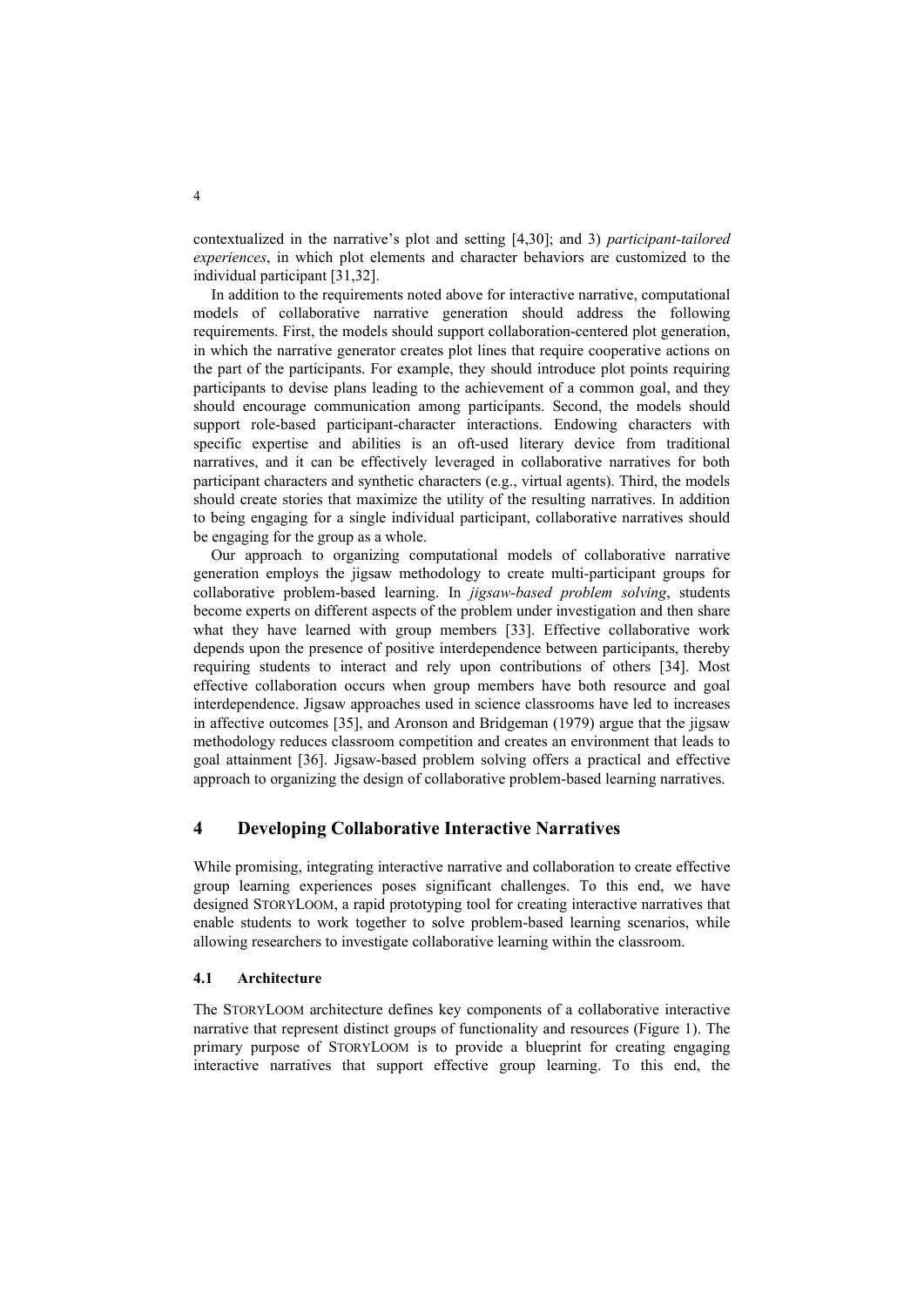contextualized in the narrative's plot and setting [4,30]; and 3) *participant-tailored experiences*, in which plot elements and character behaviors are customized to the individual participant [31,32].

In addition to the requirements noted above for interactive narrative, computational models of collaborative narrative generation should address the following requirements. First, the models should support collaboration-centered plot generation, in which the narrative generator creates plot lines that require cooperative actions on the part of the participants. For example, they should introduce plot points requiring participants to devise plans leading to the achievement of a common goal, and they should encourage communication among participants. Second, the models should support role-based participant-character interactions. Endowing characters with specific expertise and abilities is an oft-used literary device from traditional narratives, and it can be effectively leveraged in collaborative narratives for both participant characters and synthetic characters (e.g., virtual agents). Third, the models should create stories that maximize the utility of the resulting narratives. In addition to being engaging for a single individual participant, collaborative narratives should be engaging for the group as a whole.

Our approach to organizing computational models of collaborative narrative generation employs the jigsaw methodology to create multi-participant groups for collaborative problem-based learning. In *jigsaw-based problem solving*, students become experts on different aspects of the problem under investigation and then share what they have learned with group members [33]. Effective collaborative work depends upon the presence of positive interdependence between participants, thereby requiring students to interact and rely upon contributions of others [34]. Most effective collaboration occurs when group members have both resource and goal interdependence. Jigsaw approaches used in science classrooms have led to increases in affective outcomes [35], and Aronson and Bridgeman (1979) argue that the jigsaw methodology reduces classroom competition and creates an environment that leads to goal attainment [36]. Jigsaw-based problem solving offers a practical and effective approach to organizing the design of collaborative problem-based learning narratives.

## 4 Developing Collaborative Interactive Narratives

While promising, integrating interactive narrative and collaboration to create effective group learning experiences poses significant challenges. To this end, we have designed StoryLoom, a rapid prototyping tool for creating interactive narratives that enable students to work together to solve problem-based learning scenarios, while allowing researchers to investigate collaborative learning within the classroom.

### 4.1 Architecture

The StoryLoom architecture defines key components of a collaborative interactive narrative that represent distinct groups of functionality and resources (Figure 1). The primary purpose of StoryLoom is to provide a blueprint for creating engaging interactive narratives that support effective group learning. To this end, the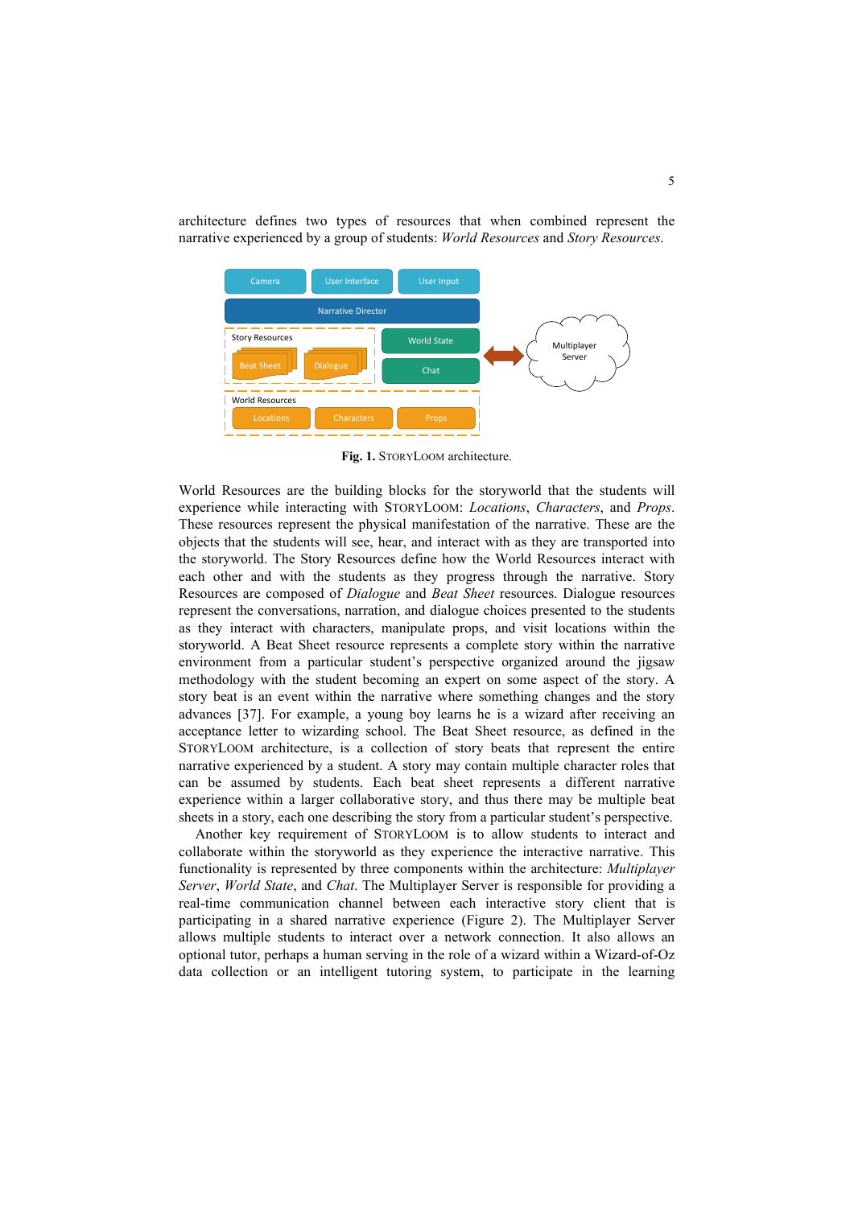architecture defines two types of resources that when combined represent the narrative experienced by a group of students: *World Resources* and *Story Resources*.

Camera
User Interface
User Input
Narrative Director
Story Resources
Beat Sheet
Dialogue
World State
Chat
Multiplayer Server
World Resources
Locations
Characters
Props

**Fig. 1.** StoryLoom architecture.

World Resources are the building blocks for the storyworld that the students will experience while interacting with StoryLoom: *Locations*, *Characters*, and *Props*. These resources represent the physical manifestation of the narrative. These are the objects that the students will see, hear, and interact with as they are transported into the storyworld. The Story Resources define how the World Resources interact with each other and with the students as they progress through the narrative. Story Resources are composed of *Dialogue* and *Beat Sheet* resources. Dialogue resources represent the conversations, narration, and dialogue choices presented to the students as they interact with characters, manipulate props, and visit locations within the storyworld. A Beat Sheet resource represents a complete story within the narrative environment from a particular student's perspective organized around the jigsaw methodology with the student becoming an expert on some aspect of the story. A story beat is an event within the narrative where something changes and the story advances [37]. For example, a young boy learns he is a wizard after receiving an acceptance letter to wizarding school. The Beat Sheet resource, as defined in the StoryLoom architecture, is a collection of story beats that represent the entire narrative experienced by a student. A story may contain multiple character roles that can be assumed by students. Each beat sheet represents a different narrative experience within a larger collaborative story, and thus there may be multiple beat sheets in a story, each one describing the story from a particular student's perspective.

Another key requirement of StoryLoom is to allow students to interact and collaborate within the storyworld as they experience the interactive narrative. This functionality is represented by three components within the architecture: *Multiplayer Server*, *World State*, and *Chat*. The Multiplayer Server is responsible for providing a real-time communication channel between each interactive story client that is participating in a shared narrative experience (Figure 2). The Multiplayer Server allows multiple students to interact over a network connection. It also allows an optional tutor, perhaps a human serving in the role of a wizard within a Wizard-of-Oz data collection or an intelligent tutoring system, to participate in the learning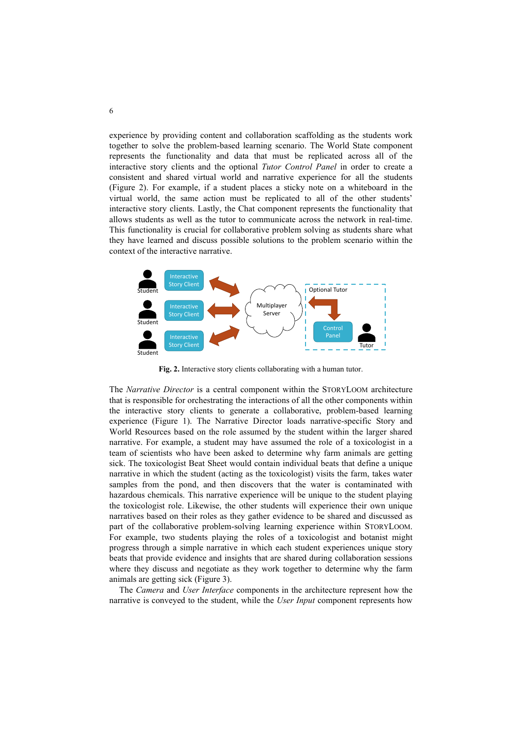experience by providing content and collaboration scaffolding as the students work together to solve the problem-based learning scenario. The World State component represents the functionality and data that must be replicated across all of the interactive story clients and the optional *Tutor Control Panel* in order to create a consistent and shared virtual world and narrative experience for all the students (Figure 2). For example, if a student places a sticky note on a whiteboard in the virtual world, the same action must be replicated to all of the other students' interactive story clients. Lastly, the Chat component represents the functionality that allows students as well as the tutor to communicate across the network in real-time. This functionality is crucial for collaborative problem solving as students share what they have learned and discuss possible solutions to the problem scenario within the context of the interactive narrative.

**Fig. 2.** Interactive story clients collaborating with a human tutor.

The *Narrative Director* is a central component within the StoryLoom architecture that is responsible for orchestrating the interactions of all the other components within the interactive story clients to generate a collaborative, problem-based learning experience (Figure 1). The Narrative Director loads narrative-specific Story and World Resources based on the role assumed by the student within the larger shared narrative. For example, a student may have assumed the role of a toxicologist in a team of scientists who have been asked to determine why farm animals are getting sick. The toxicologist Beat Sheet would contain individual beats that define a unique narrative in which the student (acting as the toxicologist) visits the farm, takes water samples from the pond, and then discovers that the water is contaminated with hazardous chemicals. This narrative experience will be unique to the student playing the toxicologist role. Likewise, the other students will experience their own unique narratives based on their roles as they gather evidence to be shared and discussed as part of the collaborative problem-solving learning experience within StoryLoom. For example, two students playing the roles of a toxicologist and botanist might progress through a simple narrative in which each student experiences unique story beats that provide evidence and insights that are shared during collaboration sessions where they discuss and negotiate as they work together to determine why the farm animals are getting sick (Figure 3).

The *Camera* and *User Interface* components in the architecture represent how the narrative is conveyed to the student, while the *User Input* component represents how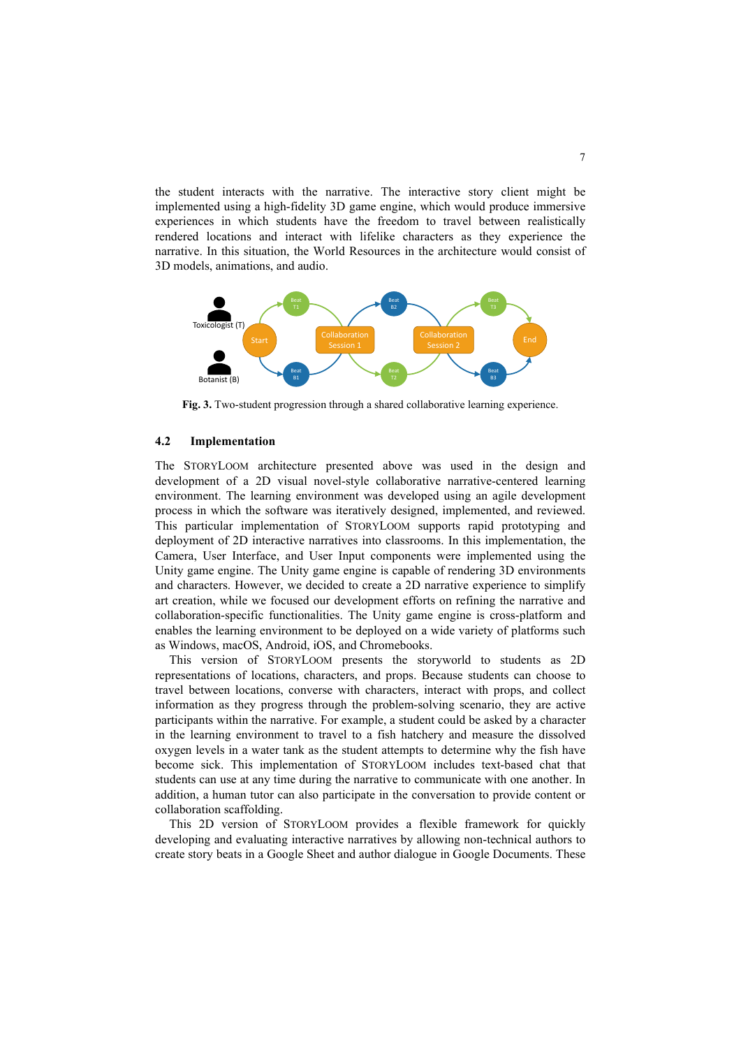the student interacts with the narrative. The interactive story client might be implemented using a high-fidelity 3D game engine, which would produce immersive experiences in which students have the freedom to travel between realistically rendered locations and interact with lifelike characters as they experience the narrative. In this situation, the World Resources in the architecture would consist of 3D models, animations, and audio.

**Fig. 3.** Two-student progression through a shared collaborative learning experience.

### 4.2 Implementation

The StoryLoom architecture presented above was used in the design and development of a 2D visual novel-style collaborative narrative-centered learning environment. The learning environment was developed using an agile development process in which the software was iteratively designed, implemented, and reviewed. This particular implementation of StoryLoom supports rapid prototyping and deployment of 2D interactive narratives into classrooms. In this implementation, the Camera, User Interface, and User Input components were implemented using the Unity game engine. The Unity game engine is capable of rendering 3D environments and characters. However, we decided to create a 2D narrative experience to simplify art creation, while we focused our development efforts on refining the narrative and collaboration-specific functionalities. The Unity game engine is cross-platform and enables the learning environment to be deployed on a wide variety of platforms such as Windows, macOS, Android, iOS, and Chromebooks.

This version of StoryLoom presents the storyworld to students as 2D representations of locations, characters, and props. Because students can choose to travel between locations, converse with characters, interact with props, and collect information as they progress through the problem-solving scenario, they are active participants within the narrative. For example, a student could be asked by a character in the learning environment to travel to a fish hatchery and measure the dissolved oxygen levels in a water tank as the student attempts to determine why the fish have become sick. This implementation of StoryLoom includes text-based chat that students can use at any time during the narrative to communicate with one another. In addition, a human tutor can also participate in the conversation to provide content or collaboration scaffolding.

This 2D version of StoryLoom provides a flexible framework for quickly developing and evaluating interactive narratives by allowing non-technical authors to create story beats in a Google Sheet and author dialogue in Google Documents. These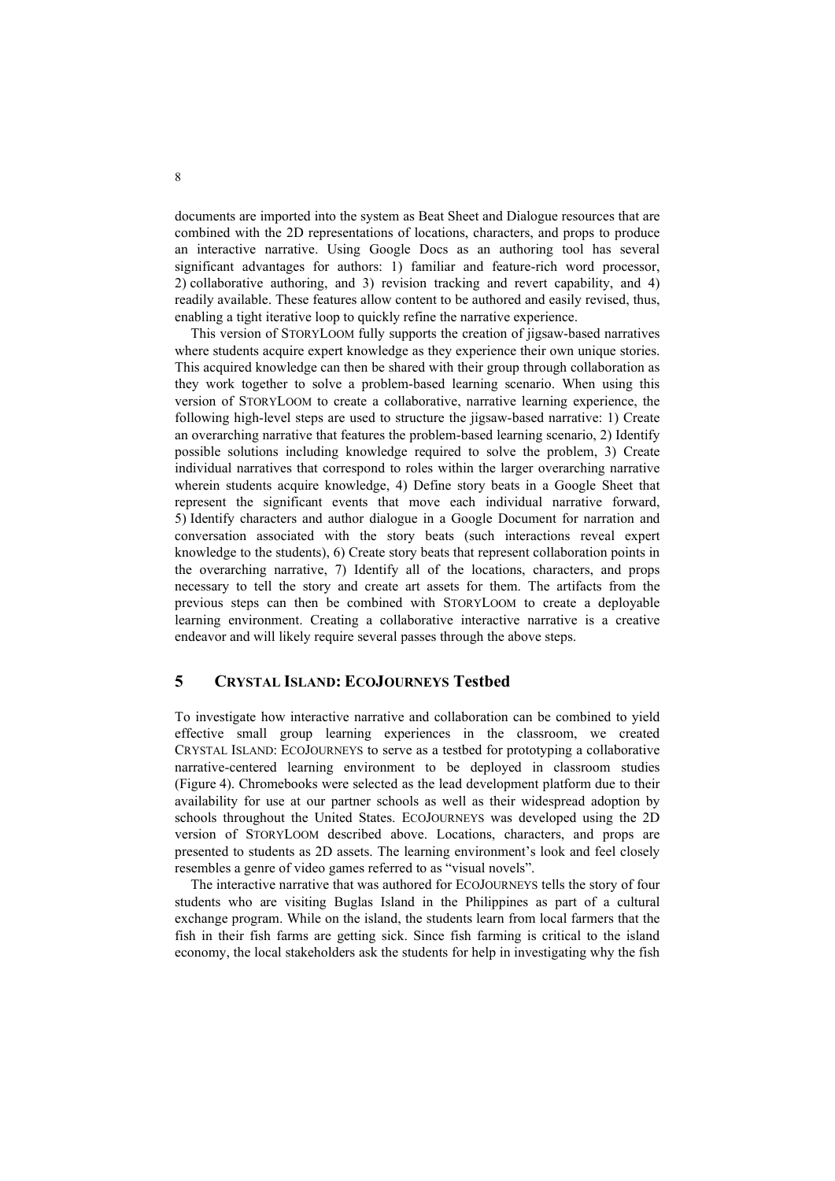documents are imported into the system as Beat Sheet and Dialogue resources that are combined with the 2D representations of locations, characters, and props to produce an interactive narrative. Using Google Docs as an authoring tool has several significant advantages for authors: 1) familiar and feature-rich word processor, 2) collaborative authoring, and 3) revision tracking and revert capability, and 4) readily available. These features allow content to be authored and easily revised, thus, enabling a tight iterative loop to quickly refine the narrative experience.

This version of StoryLoom fully supports the creation of jigsaw-based narratives where students acquire expert knowledge as they experience their own unique stories. This acquired knowledge can then be shared with their group through collaboration as they work together to solve a problem-based learning scenario. When using this version of StoryLoom to create a collaborative, narrative learning experience, the following high-level steps are used to structure the jigsaw-based narrative: 1) Create an overarching narrative that features the problem-based learning scenario, 2) Identify possible solutions including knowledge required to solve the problem, 3) Create individual narratives that correspond to roles within the larger overarching narrative wherein students acquire knowledge, 4) Define story beats in a Google Sheet that represent the significant events that move each individual narrative forward, 5) Identify characters and author dialogue in a Google Document for narration and conversation associated with the story beats (such interactions reveal expert knowledge to the students), 6) Create story beats that represent collaboration points in the overarching narrative, 7) Identify all of the locations, characters, and props necessary to tell the story and create art assets for them. The artifacts from the previous steps can then be combined with StoryLoom to create a deployable learning environment. Creating a collaborative interactive narrative is a creative endeavor and will likely require several passes through the above steps.

## 5 Crystal Island: EcoJourneys Testbed

To investigate how interactive narrative and collaboration can be combined to yield effective small group learning experiences in the classroom, we created Crystal Island: EcoJourneys to serve as a testbed for prototyping a collaborative narrative-centered learning environment to be deployed in classroom studies (Figure 4). Chromebooks were selected as the lead development platform due to their availability for use at our partner schools as well as their widespread adoption by schools throughout the United States. EcoJourneys was developed using the 2D version of StoryLoom described above. Locations, characters, and props are presented to students as 2D assets. The learning environment's look and feel closely resembles a genre of video games referred to as "visual novels".

The interactive narrative that was authored for EcoJourneys tells the story of four students who are visiting Buglas Island in the Philippines as part of a cultural exchange program. While on the island, the students learn from local farmers that the fish in their fish farms are getting sick. Since fish farming is critical to the island economy, the local stakeholders ask the students for help in investigating why the fish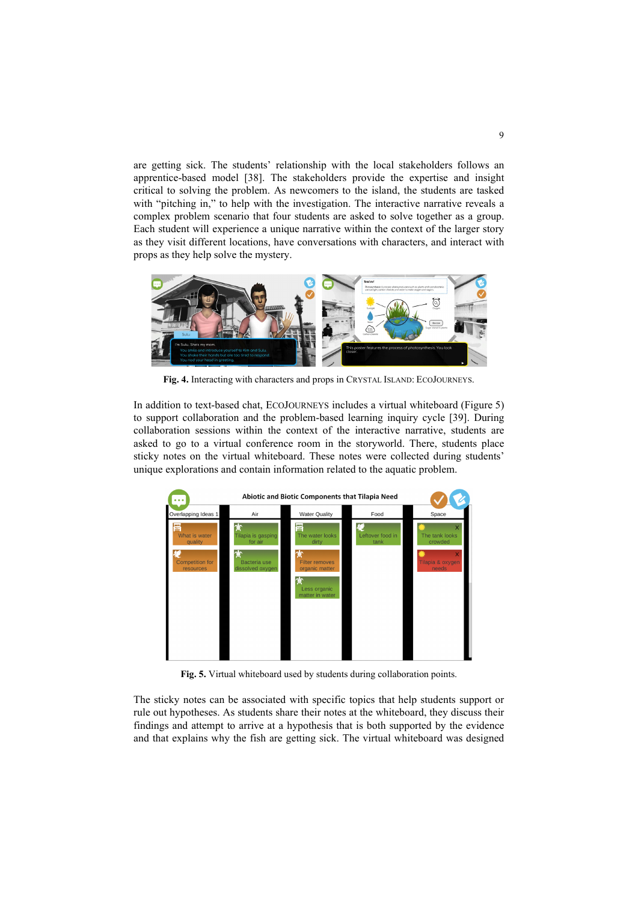are getting sick. The students' relationship with the local stakeholders follows an apprentice-based model [38]. The stakeholders provide the expertise and insight critical to solving the problem. As newcomers to the island, the students are tasked with "pitching in," to help with the investigation. The interactive narrative reveals a complex problem scenario that four students are asked to solve together as a group. Each student will experience a unique narrative within the context of the larger story as they visit different locations, have conversations with characters, and interact with props as they help solve the mystery.

**Fig. 4.** Interacting with characters and props in CRYSTAL ISLAND: ECOJOURNEYS.

In addition to text-based chat, ECOJOURNEYS includes a virtual whiteboard (Figure 5) to support collaboration and the problem-based learning inquiry cycle [39]. During collaboration sessions within the context of the interactive narrative, students are asked to go to a virtual conference room in the storyworld. There, students place sticky notes on the virtual whiteboard. These notes were collected during students' unique explorations and contain information related to the aquatic problem.

**Fig. 5.** Virtual whiteboard used by students during collaboration points.

The sticky notes can be associated with specific topics that help students support or rule out hypotheses. As students share their notes at the whiteboard, they discuss their findings and attempt to arrive at a hypothesis that is both supported by the evidence and that explains why the fish are getting sick. The virtual whiteboard was designed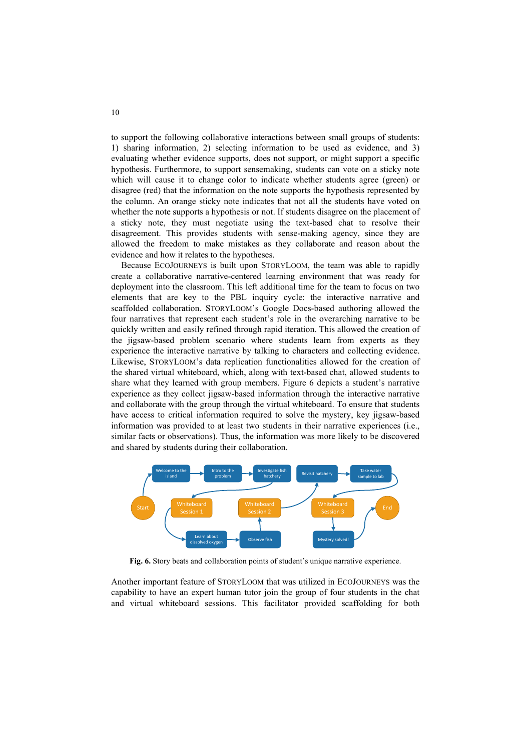to support the following collaborative interactions between small groups of students: 1) sharing information, 2) selecting information to be used as evidence, and 3) evaluating whether evidence supports, does not support, or might support a specific hypothesis. Furthermore, to support sensemaking, students can vote on a sticky note which will cause it to change color to indicate whether students agree (green) or disagree (red) that the information on the note supports the hypothesis represented by the column. An orange sticky note indicates that not all the students have voted on whether the note supports a hypothesis or not. If students disagree on the placement of a sticky note, they must negotiate using the text-based chat to resolve their disagreement. This provides students with sense-making agency, since they are allowed the freedom to make mistakes as they collaborate and reason about the evidence and how it relates to the hypotheses.

Because ECOJOURNEYS is built upon STORYLOOM, the team was able to rapidly create a collaborative narrative-centered learning environment that was ready for deployment into the classroom. This left additional time for the team to focus on two elements that are key to the PBL inquiry cycle: the interactive narrative and scaffolded collaboration. STORYLOOM's Google Docs-based authoring allowed the four narratives that represent each student's role in the overarching narrative to be quickly written and easily refined through rapid iteration. This allowed the creation of the jigsaw-based problem scenario where students learn from experts as they experience the interactive narrative by talking to characters and collecting evidence. Likewise, STORYLOOM's data replication functionalities allowed for the creation of the shared virtual whiteboard, which, along with text-based chat, allowed students to share what they learned with group members. Figure 6 depicts a student's narrative experience as they collect jigsaw-based information through the interactive narrative and collaborate with the group through the virtual whiteboard. To ensure that students have access to critical information required to solve the mystery, key jigsaw-based information was provided to at least two students in their narrative experiences (i.e., similar facts or observations). Thus, the information was more likely to be discovered and shared by students during their collaboration.

Start
Welcome to the island
Intro to the problem
Investigate fish hatchery
Whiteboard Session 1
Learn about dissolved oxygen
Observe fish
Whiteboard Session 2
Revisit hatchery
Take water sample to lab
Whiteboard Session 3
Mystery solved!
End

**Fig. 6.** Story beats and collaboration points of student's unique narrative experience.

Another important feature of STORYLOOM that was utilized in ECOJOURNEYS was the capability to have an expert human tutor join the group of four students in the chat and virtual whiteboard sessions. This facilitator provided scaffolding for both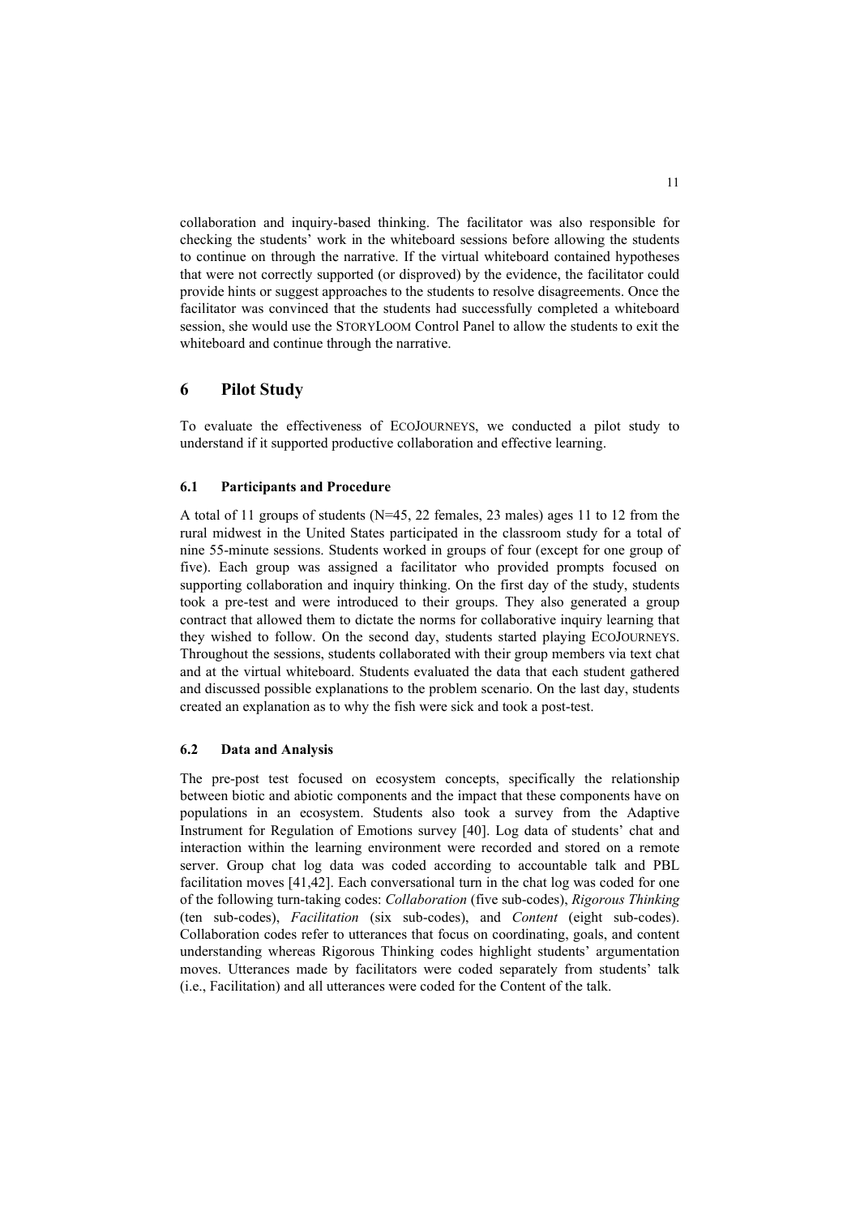collaboration and inquiry-based thinking. The facilitator was also responsible for checking the students' work in the whiteboard sessions before allowing the students to continue on through the narrative. If the virtual whiteboard contained hypotheses that were not correctly supported (or disproved) by the evidence, the facilitator could provide hints or suggest approaches to the students to resolve disagreements. Once the facilitator was convinced that the students had successfully completed a whiteboard session, she would use the STORYLOOM Control Panel to allow the students to exit the whiteboard and continue through the narrative.

## 6 Pilot Study

To evaluate the effectiveness of ECOJOURNEYS, we conducted a pilot study to understand if it supported productive collaboration and effective learning.

### 6.1 Participants and Procedure

A total of 11 groups of students (N=45, 22 females, 23 males) ages 11 to 12 from the rural midwest in the United States participated in the classroom study for a total of nine 55-minute sessions. Students worked in groups of four (except for one group of five). Each group was assigned a facilitator who provided prompts focused on supporting collaboration and inquiry thinking. On the first day of the study, students took a pre-test and were introduced to their groups. They also generated a group contract that allowed them to dictate the norms for collaborative inquiry learning that they wished to follow. On the second day, students started playing ECOJOURNEYS. Throughout the sessions, students collaborated with their group members via text chat and at the virtual whiteboard. Students evaluated the data that each student gathered and discussed possible explanations to the problem scenario. On the last day, students created an explanation as to why the fish were sick and took a post-test.

### 6.2 Data and Analysis

The pre-post test focused on ecosystem concepts, specifically the relationship between biotic and abiotic components and the impact that these components have on populations in an ecosystem. Students also took a survey from the Adaptive Instrument for Regulation of Emotions survey [40]. Log data of students' chat and interaction within the learning environment were recorded and stored on a remote server. Group chat log data was coded according to accountable talk and PBL facilitation moves [41,42]. Each conversational turn in the chat log was coded for one of the following turn-taking codes: *Collaboration* (five sub-codes), *Rigorous Thinking* (ten sub-codes), *Facilitation* (six sub-codes), and *Content* (eight sub-codes). Collaboration codes refer to utterances that focus on coordinating, goals, and content understanding whereas Rigorous Thinking codes highlight students' argumentation moves. Utterances made by facilitators were coded separately from students' talk (i.e., Facilitation) and all utterances were coded for the Content of the talk.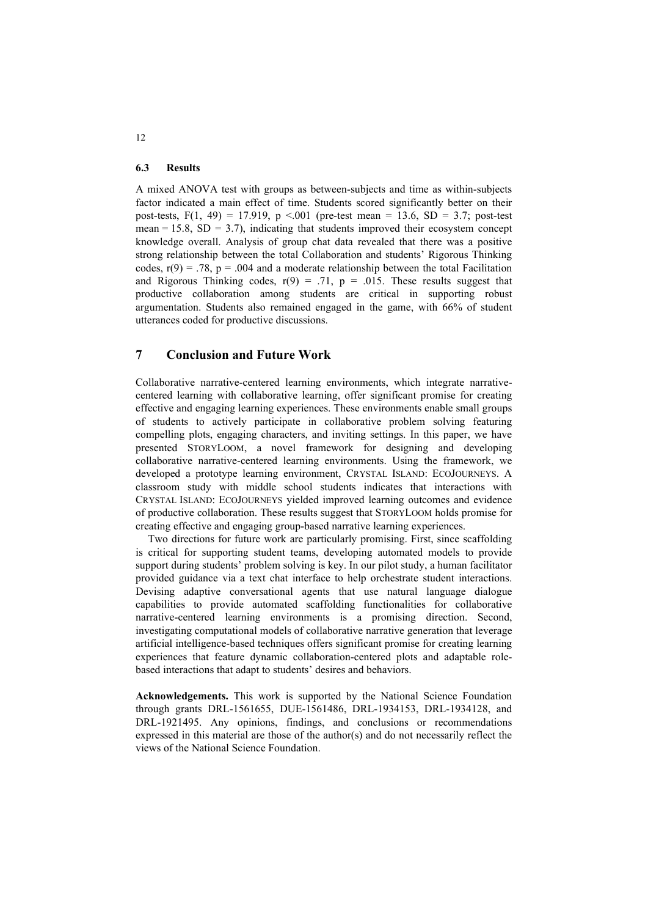### 6.3 Results

A mixed ANOVA test with groups as between-subjects and time as within-subjects factor indicated a main effect of time. Students scored significantly better on their post-tests, $F(1, 49) = 17.919$, $p < .001$ (pre-test mean = 13.6, SD = 3.7; post-test mean = 15.8, SD = 3.7), indicating that students improved their ecosystem concept knowledge overall. Analysis of group chat data revealed that there was a positive strong relationship between the total Collaboration and students' Rigorous Thinking codes, $r(9) = .78$, $p = .004$ and a moderate relationship between the total Facilitation and Rigorous Thinking codes, $r(9) = .71$, $p = .015$. These results suggest that productive collaboration among students are critical in supporting robust argumentation. Students also remained engaged in the game, with 66% of student utterances coded for productive discussions.

## 7 Conclusion and Future Work

Collaborative narrative-centered learning environments, which integrate narrative-centered learning with collaborative learning, offer significant promise for creating effective and engaging learning experiences. These environments enable small groups of students to actively participate in collaborative problem solving featuring compelling plots, engaging characters, and inviting settings. In this paper, we have presented STORYLOOM, a novel framework for designing and developing collaborative narrative-centered learning environments. Using the framework, we developed a prototype learning environment, CRYSTAL ISLAND: ECOJOURNEYS. A classroom study with middle school students indicates that interactions with CRYSTAL ISLAND: ECOJOURNEYS yielded improved learning outcomes and evidence of productive collaboration. These results suggest that STORYLOOM holds promise for creating effective and engaging group-based narrative learning experiences.

Two directions for future work are particularly promising. First, since scaffolding is critical for supporting student teams, developing automated models to provide support during students' problem solving is key. In our pilot study, a human facilitator provided guidance via a text chat interface to help orchestrate student interactions. Devising adaptive conversational agents that use natural language dialogue capabilities to provide automated scaffolding functionalities for collaborative narrative-centered learning environments is a promising direction. Second, investigating computational models of collaborative narrative generation that leverage artificial intelligence-based techniques offers significant promise for creating learning experiences that feature dynamic collaboration-centered plots and adaptable role-based interactions that adapt to students' desires and behaviors.

**Acknowledgements.** This work is supported by the National Science Foundation through grants DRL-1561655, DUE-1561486, DRL-1934153, DRL-1934128, and DRL-1921495. Any opinions, findings, and conclusions or recommendations expressed in this material are those of the author(s) and do not necessarily reflect the views of the National Science Foundation.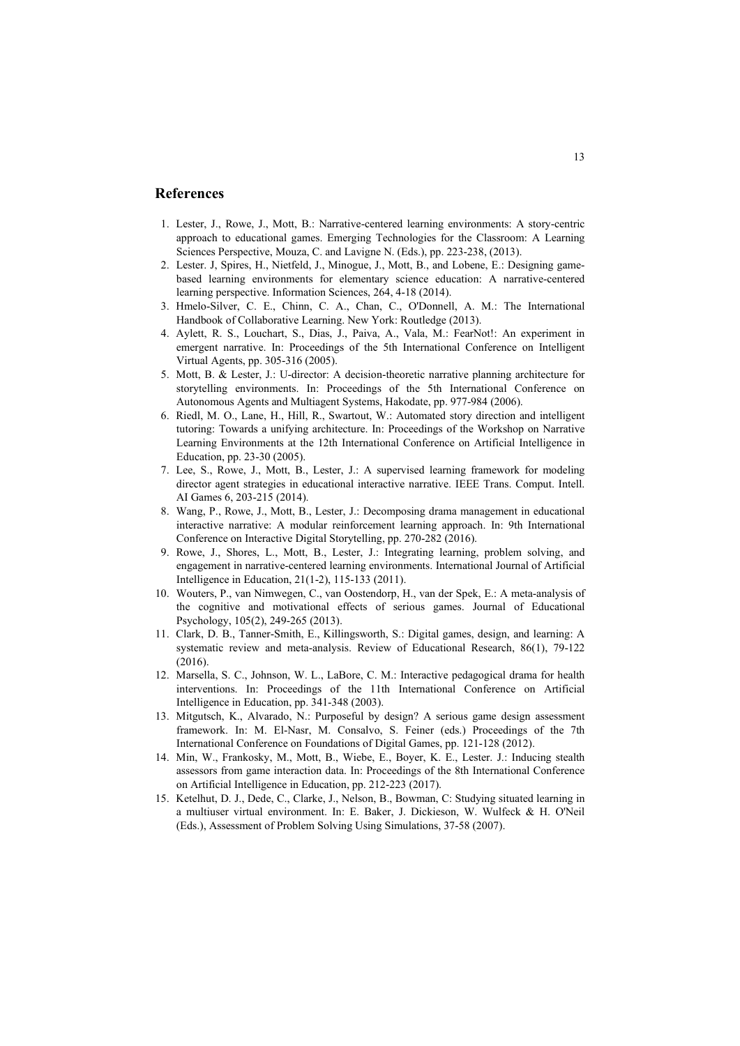## References

1. Lester, J., Rowe, J., Mott, B.: Narrative-centered learning environments: A story-centric approach to educational games. Emerging Technologies for the Classroom: A Learning Sciences Perspective, Mouza, C. and Lavigne N. (Eds.), pp. 223-238, (2013).
2. Lester. J, Spires, H., Nietfeld, J., Minogue, J., Mott, B., and Lobene, E.: Designing game-based learning environments for elementary science education: A narrative-centered learning perspective. Information Sciences, 264, 4-18 (2014).
3. Hmelo-Silver, C. E., Chinn, C. A., Chan, C., O'Donnell, A. M.: The International Handbook of Collaborative Learning. New York: Routledge (2013).
4. Aylett, R. S., Louchart, S., Dias, J., Paiva, A., Vala, M.: FearNot!: An experiment in emergent narrative. In: Proceedings of the 5th International Conference on Intelligent Virtual Agents, pp. 305-316 (2005).
5. Mott, B. & Lester, J.: U-director: A decision-theoretic narrative planning architecture for storytelling environments. In: Proceedings of the 5th International Conference on Autonomous Agents and Multiagent Systems, Hakodate, pp. 977-984 (2006).
6. Riedl, M. O., Lane, H., Hill, R., Swartout, W.: Automated story direction and intelligent tutoring: Towards a unifying architecture. In: Proceedings of the Workshop on Narrative Learning Environments at the 12th International Conference on Artificial Intelligence in Education, pp. 23-30 (2005).
7. Lee, S., Rowe, J., Mott, B., Lester, J.: A supervised learning framework for modeling director agent strategies in educational interactive narrative. IEEE Trans. Comput. Intell. AI Games 6, 203-215 (2014).
8. Wang, P., Rowe, J., Mott, B., Lester, J.: Decomposing drama management in educational interactive narrative: A modular reinforcement learning approach. In: 9th International Conference on Interactive Digital Storytelling, pp. 270-282 (2016).
9. Rowe, J., Shores, L., Mott, B., Lester, J.: Integrating learning, problem solving, and engagement in narrative-centered learning environments. International Journal of Artificial Intelligence in Education, 21(1-2), 115-133 (2011).
10. Wouters, P., van Nimwegen, C., van Oostendorp, H., van der Spek, E.: A meta-analysis of the cognitive and motivational effects of serious games. Journal of Educational Psychology, 105(2), 249-265 (2013).
11. Clark, D. B., Tanner-Smith, E., Killingsworth, S.: Digital games, design, and learning: A systematic review and meta-analysis. Review of Educational Research, 86(1), 79-122 (2016).
12. Marsella, S. C., Johnson, W. L., LaBore, C. M.: Interactive pedagogical drama for health interventions. In: Proceedings of the 11th International Conference on Artificial Intelligence in Education, pp. 341-348 (2003).
13. Mitgutsch, K., Alvarado, N.: Purposeful by design? A serious game design assessment framework. In: M. El-Nasr, M. Consalvo, S. Feiner (eds.) Proceedings of the 7th International Conference on Foundations of Digital Games, pp. 121-128 (2012).
14. Min, W., Frankosky, M., Mott, B., Wiebe, E., Boyer, K. E., Lester. J.: Inducing stealth assessors from game interaction data. In: Proceedings of the 8th International Conference on Artificial Intelligence in Education, pp. 212-223 (2017).
15. Ketelhut, D. J., Dede, C., Clarke, J., Nelson, B., Bowman, C: Studying situated learning in a multiuser virtual environment. In: E. Baker, J. Dickieson, W. Wulfeck & H. O'Neil (Eds.), Assessment of Problem Solving Using Simulations, 37-58 (2007).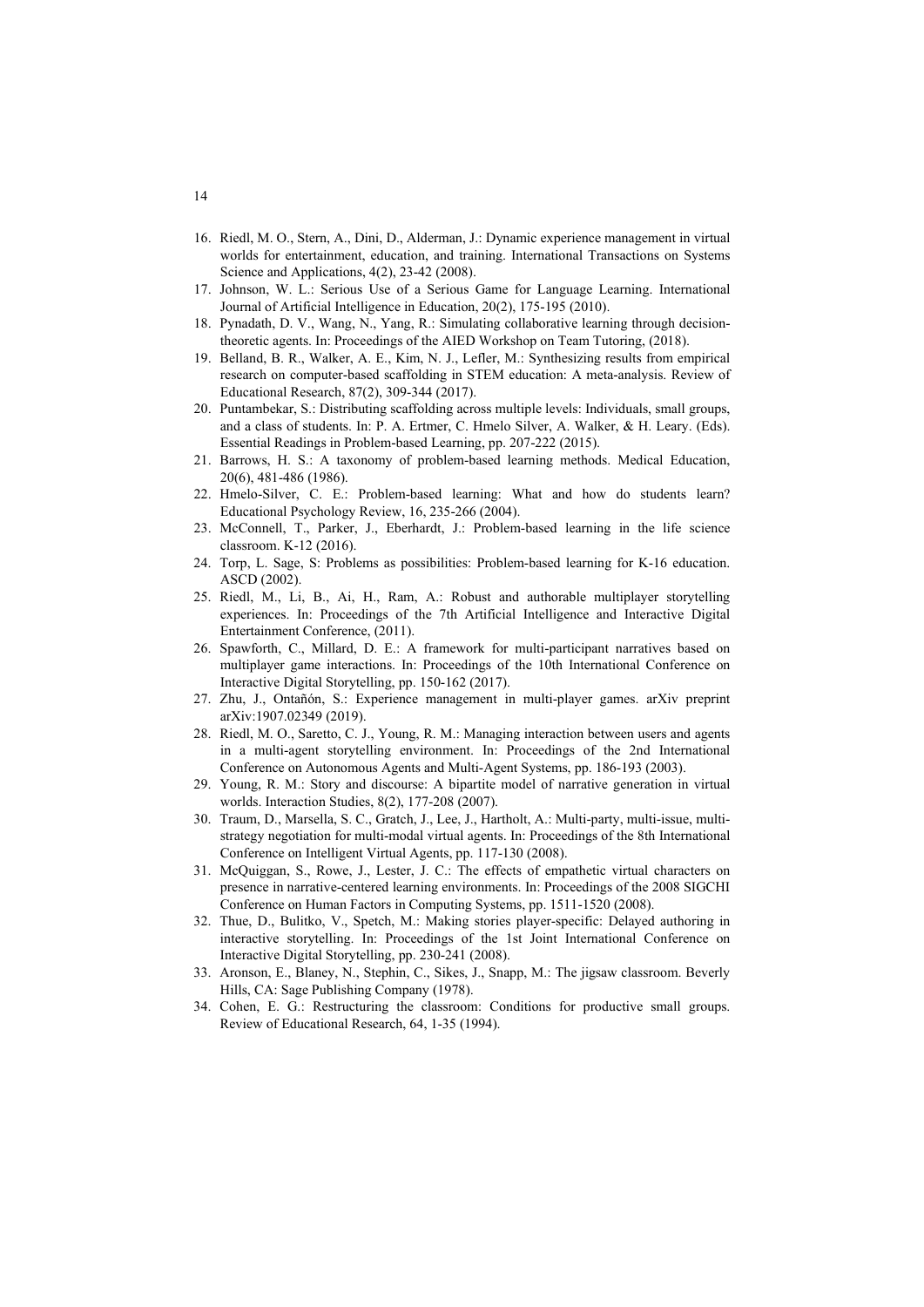16. Riedl, M. O., Stern, A., Dini, D., Alderman, J.: Dynamic experience management in virtual worlds for entertainment, education, and training. International Transactions on Systems Science and Applications, 4(2), 23-42 (2008).
17. Johnson, W. L.: Serious Use of a Serious Game for Language Learning. International Journal of Artificial Intelligence in Education, 20(2), 175-195 (2010).
18. Pynadath, D. V., Wang, N., Yang, R.: Simulating collaborative learning through decision-theoretic agents. In: Proceedings of the AIED Workshop on Team Tutoring, (2018).
19. Belland, B. R., Walker, A. E., Kim, N. J., Lefler, M.: Synthesizing results from empirical research on computer-based scaffolding in STEM education: A meta-analysis. Review of Educational Research, 87(2), 309-344 (2017).
20. Puntambekar, S.: Distributing scaffolding across multiple levels: Individuals, small groups, and a class of students. In: P. A. Ertmer, C. Hmelo Silver, A. Walker, & H. Leary. (Eds). Essential Readings in Problem-based Learning, pp. 207-222 (2015).
21. Barrows, H. S.: A taxonomy of problem-based learning methods. Medical Education, 20(6), 481-486 (1986).
22. Hmelo-Silver, C. E.: Problem-based learning: What and how do students learn? Educational Psychology Review, 16, 235-266 (2004).
23. McConnell, T., Parker, J., Eberhardt, J.: Problem-based learning in the life science classroom. K-12 (2016).
24. Torp, L. Sage, S: Problems as possibilities: Problem-based learning for K-16 education. ASCD (2002).
25. Riedl, M., Li, B., Ai, H., Ram, A.: Robust and authorable multiplayer storytelling experiences. In: Proceedings of the 7th Artificial Intelligence and Interactive Digital Entertainment Conference, (2011).
26. Spawforth, C., Millard, D. E.: A framework for multi-participant narratives based on multiplayer game interactions. In: Proceedings of the 10th International Conference on Interactive Digital Storytelling, pp. 150-162 (2017).
27. Zhu, J., Ontañón, S.: Experience management in multi-player games. arXiv preprint arXiv:1907.02349 (2019).
28. Riedl, M. O., Saretto, C. J., Young, R. M.: Managing interaction between users and agents in a multi-agent storytelling environment. In: Proceedings of the 2nd International Conference on Autonomous Agents and Multi-Agent Systems, pp. 186-193 (2003).
29. Young, R. M.: Story and discourse: A bipartite model of narrative generation in virtual worlds. Interaction Studies, 8(2), 177-208 (2007).
30. Traum, D., Marsella, S. C., Gratch, J., Lee, J., Hartholt, A.: Multi-party, multi-issue, multi-strategy negotiation for multi-modal virtual agents. In: Proceedings of the 8th International Conference on Intelligent Virtual Agents, pp. 117-130 (2008).
31. McQuiggan, S., Rowe, J., Lester, J. C.: The effects of empathetic virtual characters on presence in narrative-centered learning environments. In: Proceedings of the 2008 SIGCHI Conference on Human Factors in Computing Systems, pp. 1511-1520 (2008).
32. Thue, D., Bulitko, V., Spetch, M.: Making stories player-specific: Delayed authoring in interactive storytelling. In: Proceedings of the 1st Joint International Conference on Interactive Digital Storytelling, pp. 230-241 (2008).
33. Aronson, E., Blaney, N., Stephin, C., Sikes, J., Snapp, M.: The jigsaw classroom. Beverly Hills, CA: Sage Publishing Company (1978).
34. Cohen, E. G.: Restructuring the classroom: Conditions for productive small groups. Review of Educational Research, 64, 1-35 (1994).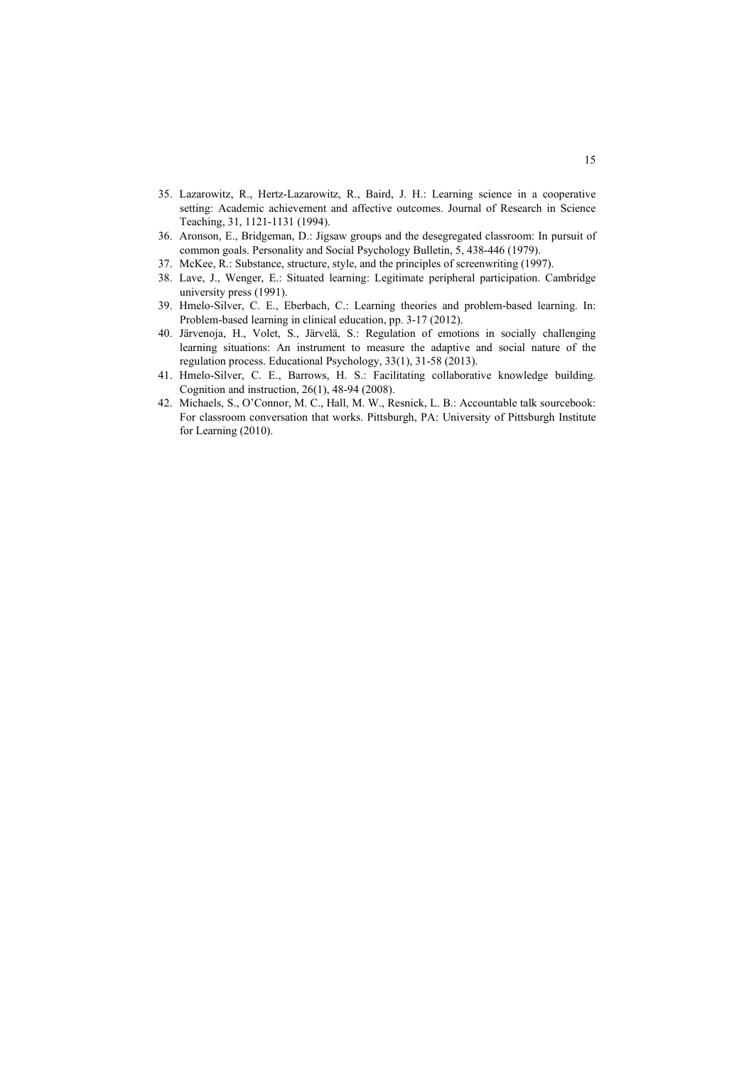35. Lazarowitz, R., Hertz-Lazarowitz, R., Baird, J. H.: Learning science in a cooperative setting: Academic achievement and affective outcomes. Journal of Research in Science Teaching, 31, 1121-1131 (1994).
36. Aronson, E., Bridgeman, D.: Jigsaw groups and the desegregated classroom: In pursuit of common goals. Personality and Social Psychology Bulletin, 5, 438-446 (1979).
37. McKee, R.: Substance, structure, style, and the principles of screenwriting (1997).
38. Lave, J., Wenger, E.: Situated learning: Legitimate peripheral participation. Cambridge university press (1991).
39. Hmelo-Silver, C. E., Eberbach, C.: Learning theories and problem-based learning. In: Problem-based learning in clinical education, pp. 3-17 (2012).
40. Järvenoja, H., Volet, S., Järvelä, S.: Regulation of emotions in socially challenging learning situations: An instrument to measure the adaptive and social nature of the regulation process. Educational Psychology, 33(1), 31-58 (2013).
41. Hmelo-Silver, C. E., Barrows, H. S.: Facilitating collaborative knowledge building. Cognition and instruction, 26(1), 48-94 (2008).
42. Michaels, S., O'Connor, M. C., Hall, M. W., Resnick, L. B.: Accountable talk sourcebook: For classroom conversation that works. Pittsburgh, PA: University of Pittsburgh Institute for Learning (2010).